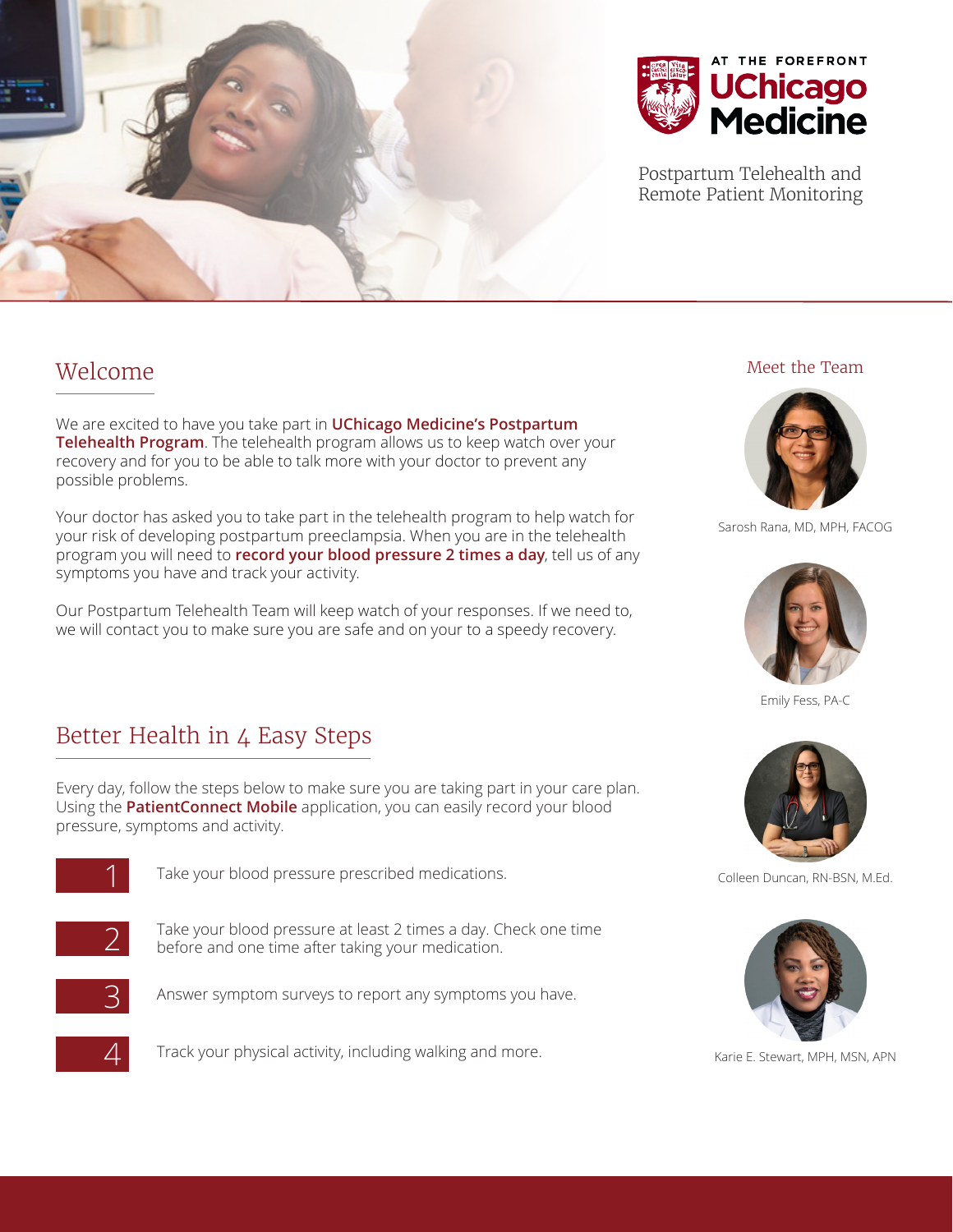AT THE FOREFRONT
UChicago Medicine

# Postpartum Telehealth and Remote Patient Monitoring

## Welcome

We are excited to have you take part in **UChicago Medicine's Postpartum Telehealth Program**. The telehealth program allows us to keep watch over your recovery and for you to be able to talk more with your doctor to prevent any possible problems.

Your doctor has asked you to take part in the telehealth program to help watch for your risk of developing postpartum preeclampsia. When you are in the telehealth program you will need to **record your blood pressure 2 times a day**, tell us of any symptoms you have and track your activity.

Our Postpartum Telehealth Team will keep watch of your responses. If we need to, we will contact you to make sure you are safe and on your to a speedy recovery.

## Better Health in 4 Easy Steps

Every day, follow the steps below to make sure you are taking part in your care plan. Using the **PatientConnect Mobile** application, you can easily record your blood pressure, symptoms and activity.

1. Take your blood pressure prescribed medications.
2. Take your blood pressure at least 2 times a day. Check one time before and one time after taking your medication.
3. Answer symptom surveys to report any symptoms you have.
4. Track your physical activity, including walking and more.

## Meet the Team

Sarosh Rana, MD, MPH, FACOG

Emily Fess, PA-C

Colleen Duncan, RN-BSN, M.Ed.

Karie E. Stewart, MPH, MSN, APN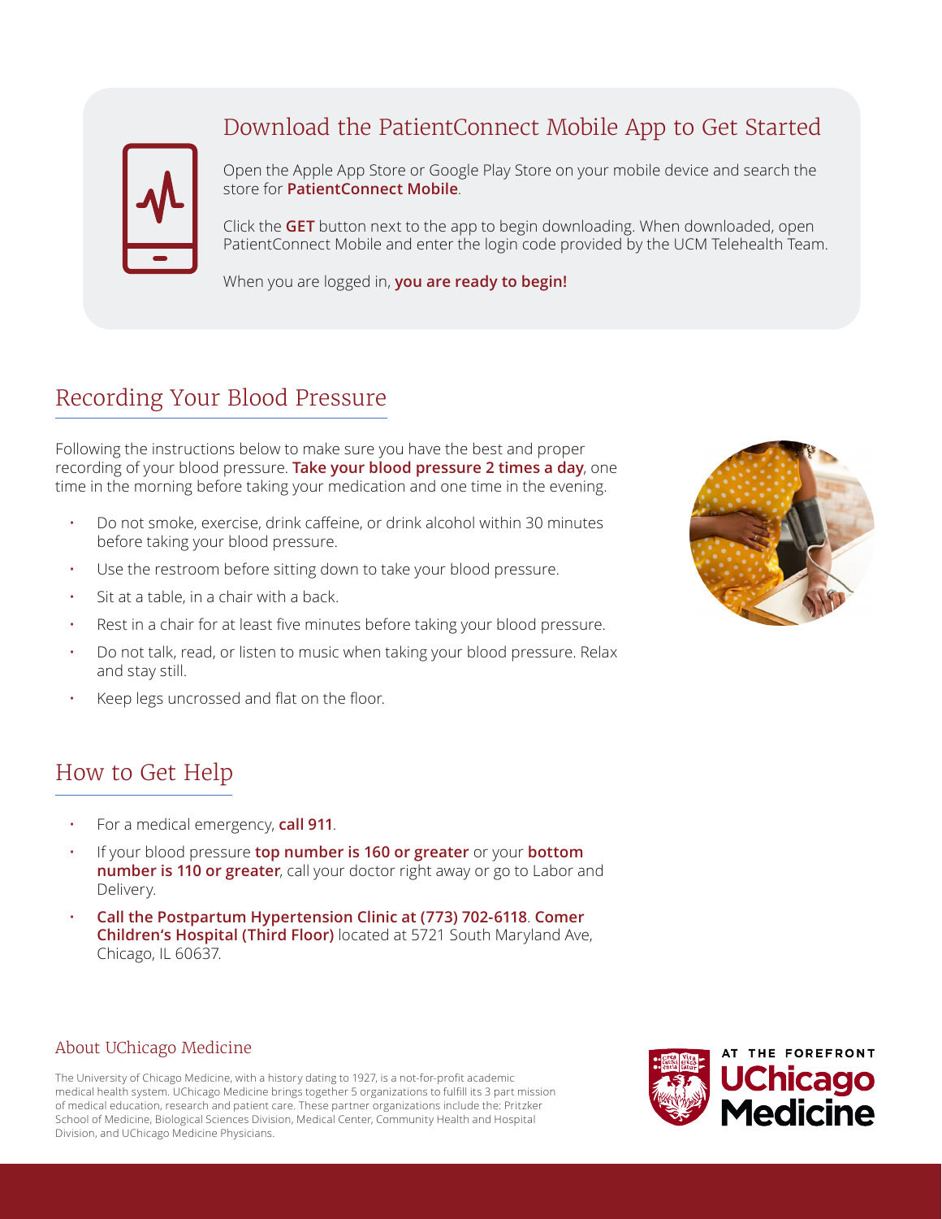## Download the PatientConnect Mobile App to Get Started

Open the Apple App Store or Google Play Store on your mobile device and search the store for **PatientConnect Mobile**.

Click the **GET** button next to the app to begin downloading. When downloaded, open PatientConnect Mobile and enter the login code provided by the UCM Telehealth Team.

When you are logged in, **you are ready to begin!**

## Recording Your Blood Pressure

Following the instructions below to make sure you have the best and proper recording of your blood pressure. **Take your blood pressure 2 times a day**, one time in the morning before taking your medication and one time in the evening.

- Do not smoke, exercise, drink caffeine, or drink alcohol within 30 minutes before taking your blood pressure.
- Use the restroom before sitting down to take your blood pressure.
- Sit at a table, in a chair with a back.
- Rest in a chair for at least five minutes before taking your blood pressure.
- Do not talk, read, or listen to music when taking your blood pressure. Relax and stay still.
- Keep legs uncrossed and flat on the floor.

## How to Get Help

- For a medical emergency, **call 911**.
- If your blood pressure **top number is 160 or greater** or your **bottom number is 110 or greater**, call your doctor right away or go to Labor and Delivery.
- **Call the Postpartum Hypertension Clinic at (773) 702-6118**. **Comer Children's Hospital (Third Floor)** located at 5721 South Maryland Ave, Chicago, IL 60637.

### About UChicago Medicine

The University of Chicago Medicine, with a history dating to 1927, is a not-for-profit academic medical health system. UChicago Medicine brings together 5 organizations to fulfill its 3 part mission of medical education, research and patient care. These partner organizations include the: Pritzker School of Medicine, Biological Sciences Division, Medical Center, Community Health and Hospital Division, and UChicago Medicine Physicians.

AT THE FOREFRONT
UChicago Medicine